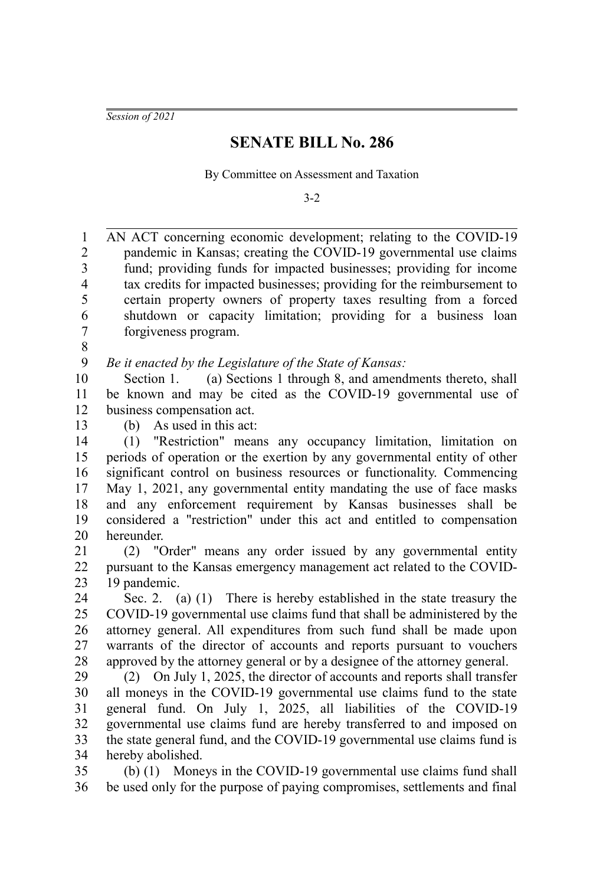*Session of 2021*

# SENATE BILL No. 286

By Committee on Assessment and Taxation

3-2

AN ACT concerning economic development; relating to the COVID-19 pandemic in Kansas; creating the COVID-19 governmental use claims fund; providing funds for impacted businesses; providing for income tax credits for impacted businesses; providing for the reimbursement to certain property owners of property taxes resulting from a forced shutdown or capacity limitation; providing for a business loan forgiveness program.

*Be it enacted by the Legislature of the State of Kansas:*

Section 1. (a) Sections 1 through 8, and amendments thereto, shall be known and may be cited as the COVID-19 governmental use of business compensation act.

(b) As used in this act:

(1) "Restriction" means any occupancy limitation, limitation on periods of operation or the exertion by any governmental entity of other significant control on business resources or functionality. Commencing May 1, 2021, any governmental entity mandating the use of face masks and any enforcement requirement by Kansas businesses shall be considered a "restriction" under this act and entitled to compensation hereunder.

(2) "Order" means any order issued by any governmental entity pursuant to the Kansas emergency management act related to the COVID-19 pandemic.

Sec. 2. (a) (1) There is hereby established in the state treasury the COVID-19 governmental use claims fund that shall be administered by the attorney general. All expenditures from such fund shall be made upon warrants of the director of accounts and reports pursuant to vouchers approved by the attorney general or by a designee of the attorney general.

(2) On July 1, 2025, the director of accounts and reports shall transfer all moneys in the COVID-19 governmental use claims fund to the state general fund. On July 1, 2025, all liabilities of the COVID-19 governmental use claims fund are hereby transferred to and imposed on the state general fund, and the COVID-19 governmental use claims fund is hereby abolished.

(b) (1) Moneys in the COVID-19 governmental use claims fund shall be used only for the purpose of paying compromises, settlements and final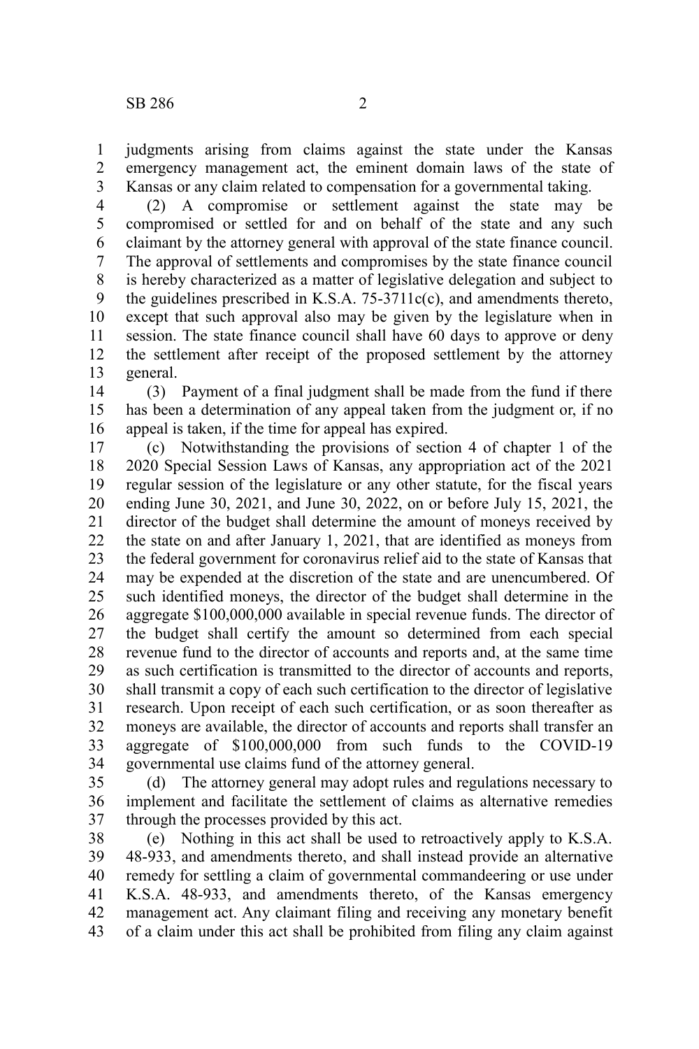judgments arising from claims against the state under the Kansas emergency management act, the eminent domain laws of the state of Kansas or any claim related to compensation for a governmental taking.

(2) A compromise or settlement against the state may be compromised or settled for and on behalf of the state and any such claimant by the attorney general with approval of the state finance council. The approval of settlements and compromises by the state finance council is hereby characterized as a matter of legislative delegation and subject to the guidelines prescribed in K.S.A. 75-3711c(c), and amendments thereto, except that such approval also may be given by the legislature when in session. The state finance council shall have 60 days to approve or deny the settlement after receipt of the proposed settlement by the attorney general.

(3) Payment of a final judgment shall be made from the fund if there has been a determination of any appeal taken from the judgment or, if no appeal is taken, if the time for appeal has expired.

(c) Notwithstanding the provisions of section 4 of chapter 1 of the 2020 Special Session Laws of Kansas, any appropriation act of the 2021 regular session of the legislature or any other statute, for the fiscal years ending June 30, 2021, and June 30, 2022, on or before July 15, 2021, the director of the budget shall determine the amount of moneys received by the state on and after January 1, 2021, that are identified as moneys from the federal government for coronavirus relief aid to the state of Kansas that may be expended at the discretion of the state and are unencumbered. Of such identified moneys, the director of the budget shall determine in the aggregate $100,000,000 available in special revenue funds. The director of the budget shall certify the amount so determined from each special revenue fund to the director of accounts and reports and, at the same time as such certification is transmitted to the director of accounts and reports, shall transmit a copy of each such certification to the director of legislative research. Upon receipt of each such certification, or as soon thereafter as moneys are available, the director of accounts and reports shall transfer an aggregate of $100,000,000 from such funds to the COVID-19 governmental use claims fund of the attorney general.

(d) The attorney general may adopt rules and regulations necessary to implement and facilitate the settlement of claims as alternative remedies through the processes provided by this act.

(e) Nothing in this act shall be used to retroactively apply to K.S.A. 48-933, and amendments thereto, and shall instead provide an alternative remedy for settling a claim of governmental commandeering or use under K.S.A. 48-933, and amendments thereto, of the Kansas emergency management act. Any claimant filing and receiving any monetary benefit of a claim under this act shall be prohibited from filing any claim against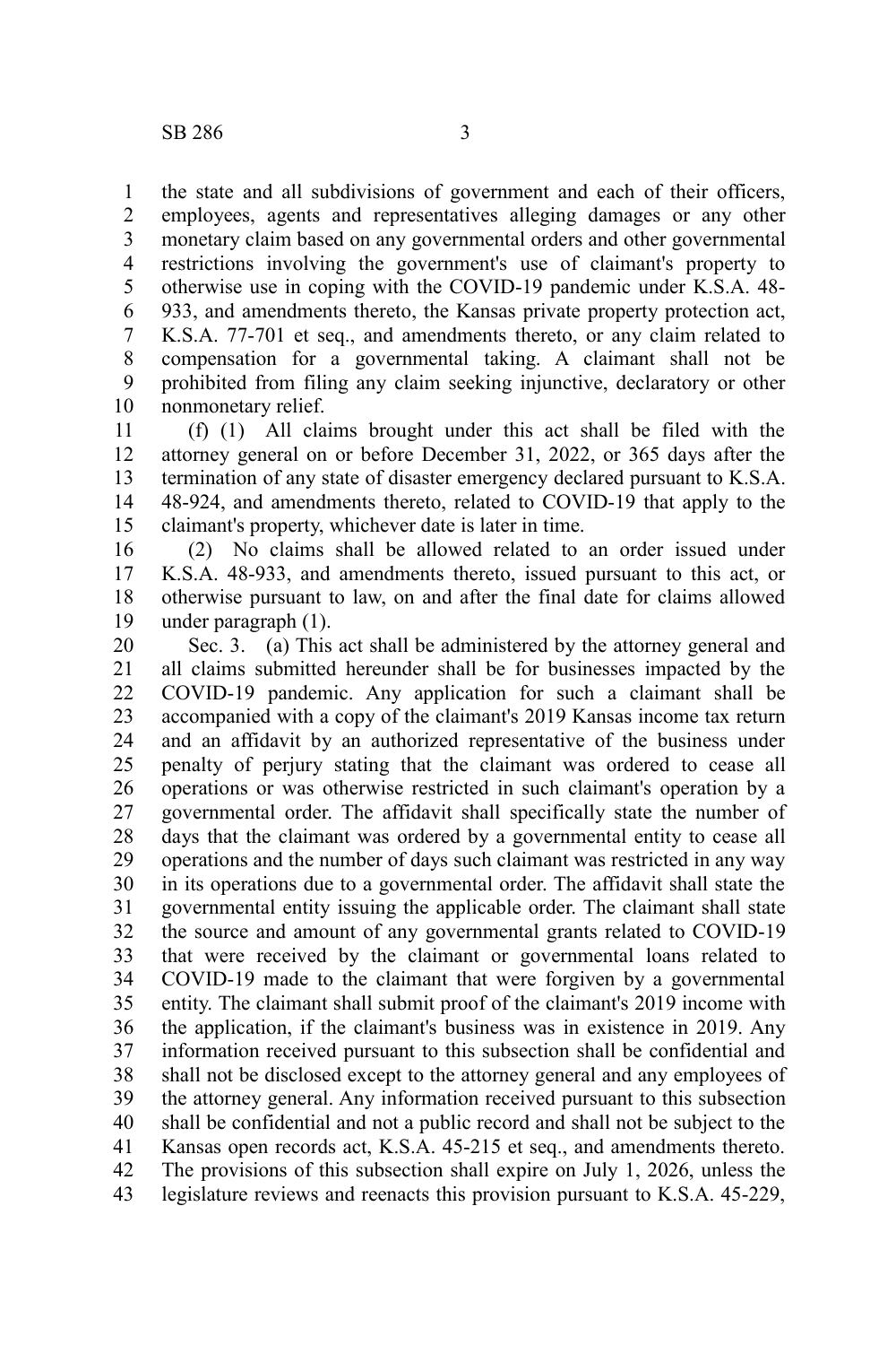the state and all subdivisions of government and each of their officers, employees, agents and representatives alleging damages or any other monetary claim based on any governmental orders and other governmental restrictions involving the government's use of claimant's property to otherwise use in coping with the COVID-19 pandemic under K.S.A. 48-933, and amendments thereto, the Kansas private property protection act, K.S.A. 77-701 et seq., and amendments thereto, or any claim related to compensation for a governmental taking. A claimant shall not be prohibited from filing any claim seeking injunctive, declaratory or other nonmonetary relief.

(f) (1) All claims brought under this act shall be filed with the attorney general on or before December 31, 2022, or 365 days after the termination of any state of disaster emergency declared pursuant to K.S.A. 48-924, and amendments thereto, related to COVID-19 that apply to the claimant's property, whichever date is later in time.

(2) No claims shall be allowed related to an order issued under K.S.A. 48-933, and amendments thereto, issued pursuant to this act, or otherwise pursuant to law, on and after the final date for claims allowed under paragraph (1).

Sec. 3. (a) This act shall be administered by the attorney general and all claims submitted hereunder shall be for businesses impacted by the COVID-19 pandemic. Any application for such a claimant shall be accompanied with a copy of the claimant's 2019 Kansas income tax return and an affidavit by an authorized representative of the business under penalty of perjury stating that the claimant was ordered to cease all operations or was otherwise restricted in such claimant's operation by a governmental order. The affidavit shall specifically state the number of days that the claimant was ordered by a governmental entity to cease all operations and the number of days such claimant was restricted in any way in its operations due to a governmental order. The affidavit shall state the governmental entity issuing the applicable order. The claimant shall state the source and amount of any governmental grants related to COVID-19 that were received by the claimant or governmental loans related to COVID-19 made to the claimant that were forgiven by a governmental entity. The claimant shall submit proof of the claimant's 2019 income with the application, if the claimant's business was in existence in 2019. Any information received pursuant to this subsection shall be confidential and shall not be disclosed except to the attorney general and any employees of the attorney general. Any information received pursuant to this subsection shall be confidential and not a public record and shall not be subject to the Kansas open records act, K.S.A. 45-215 et seq., and amendments thereto. The provisions of this subsection shall expire on July 1, 2026, unless the legislature reviews and reenacts this provision pursuant to K.S.A. 45-229,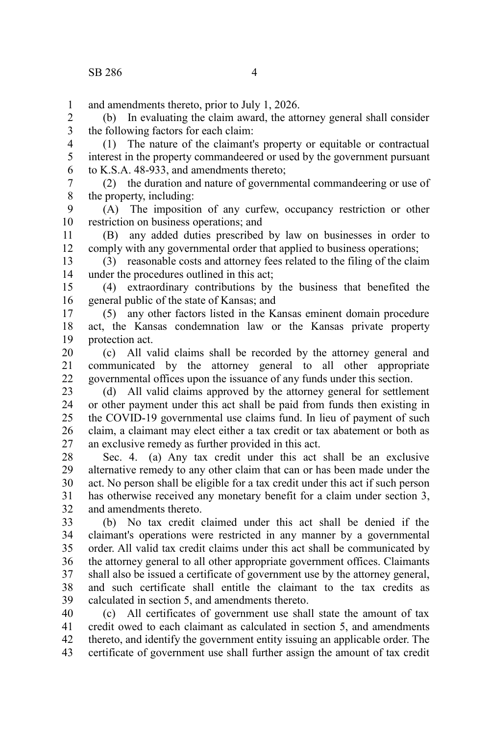and amendments thereto, prior to July 1, 2026.

(b) In evaluating the claim award, the attorney general shall consider the following factors for each claim:

(1) The nature of the claimant's property or equitable or contractual interest in the property commandeered or used by the government pursuant to K.S.A. 48-933, and amendments thereto;

(2) the duration and nature of governmental commandeering or use of the property, including:

(A) The imposition of any curfew, occupancy restriction or other restriction on business operations; and

(B) any added duties prescribed by law on businesses in order to comply with any governmental order that applied to business operations;

(3) reasonable costs and attorney fees related to the filing of the claim under the procedures outlined in this act;

(4) extraordinary contributions by the business that benefited the general public of the state of Kansas; and

(5) any other factors listed in the Kansas eminent domain procedure act, the Kansas condemnation law or the Kansas private property protection act.

(c) All valid claims shall be recorded by the attorney general and communicated by the attorney general to all other appropriate governmental offices upon the issuance of any funds under this section.

(d) All valid claims approved by the attorney general for settlement or other payment under this act shall be paid from funds then existing in the COVID-19 governmental use claims fund. In lieu of payment of such claim, a claimant may elect either a tax credit or tax abatement or both as an exclusive remedy as further provided in this act.

Sec. 4. (a) Any tax credit under this act shall be an exclusive alternative remedy to any other claim that can or has been made under the act. No person shall be eligible for a tax credit under this act if such person has otherwise received any monetary benefit for a claim under section 3, and amendments thereto.

(b) No tax credit claimed under this act shall be denied if the claimant's operations were restricted in any manner by a governmental order. All valid tax credit claims under this act shall be communicated by the attorney general to all other appropriate government offices. Claimants shall also be issued a certificate of government use by the attorney general, and such certificate shall entitle the claimant to the tax credits as calculated in section 5, and amendments thereto.

(c) All certificates of government use shall state the amount of tax credit owed to each claimant as calculated in section 5, and amendments thereto, and identify the government entity issuing an applicable order. The certificate of government use shall further assign the amount of tax credit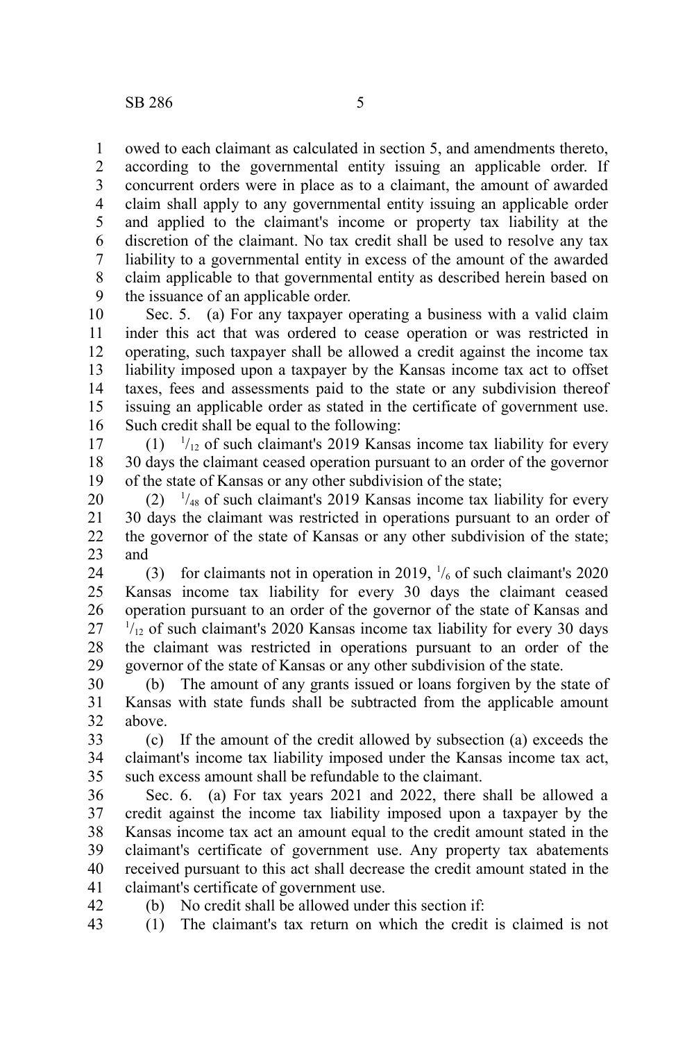owed to each claimant as calculated in section 5, and amendments thereto, according to the governmental entity issuing an applicable order. If concurrent orders were in place as to a claimant, the amount of awarded claim shall apply to any governmental entity issuing an applicable order and applied to the claimant's income or property tax liability at the discretion of the claimant. No tax credit shall be used to resolve any tax liability to a governmental entity in excess of the amount of the awarded claim applicable to that governmental entity as described herein based on the issuance of an applicable order.

Sec. 5. (a) For any taxpayer operating a business with a valid claim inder this act that was ordered to cease operation or was restricted in operating, such taxpayer shall be allowed a credit against the income tax liability imposed upon a taxpayer by the Kansas income tax act to offset taxes, fees and assessments paid to the state or any subdivision thereof issuing an applicable order as stated in the certificate of government use. Such credit shall be equal to the following:

(1) $^1/_{12}$ of such claimant's 2019 Kansas income tax liability for every 30 days the claimant ceased operation pursuant to an order of the governor of the state of Kansas or any other subdivision of the state;

(2) $^1/_{48}$ of such claimant's 2019 Kansas income tax liability for every 30 days the claimant was restricted in operations pursuant to an order of the governor of the state of Kansas or any other subdivision of the state; and

(3) for claimants not in operation in 2019, $^1/_6$ of such claimant's 2020 Kansas income tax liability for every 30 days the claimant ceased operation pursuant to an order of the governor of the state of Kansas and $^1/_{12}$ of such claimant's 2020 Kansas income tax liability for every 30 days the claimant was restricted in operations pursuant to an order of the governor of the state of Kansas or any other subdivision of the state.

(b) The amount of any grants issued or loans forgiven by the state of Kansas with state funds shall be subtracted from the applicable amount above.

(c) If the amount of the credit allowed by subsection (a) exceeds the claimant's income tax liability imposed under the Kansas income tax act, such excess amount shall be refundable to the claimant.

Sec. 6. (a) For tax years 2021 and 2022, there shall be allowed a credit against the income tax liability imposed upon a taxpayer by the Kansas income tax act an amount equal to the credit amount stated in the claimant's certificate of government use. Any property tax abatements received pursuant to this act shall decrease the credit amount stated in the claimant's certificate of government use.

(b) No credit shall be allowed under this section if:

(1) The claimant's tax return on which the credit is claimed is not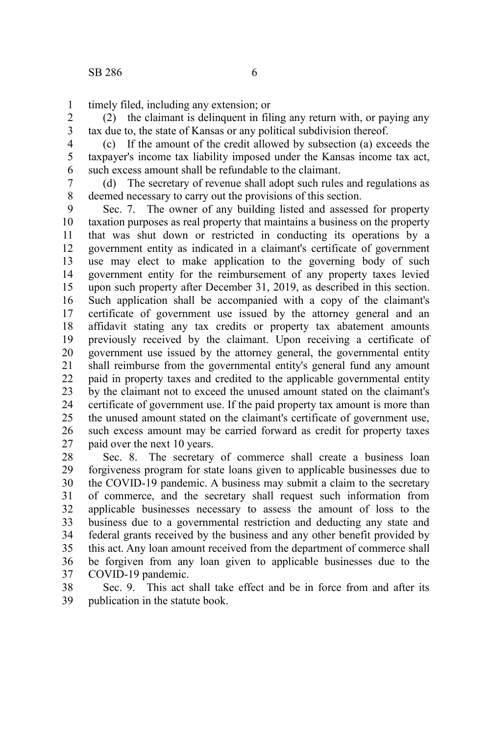timely filed, including any extension; or

(2) the claimant is delinquent in filing any return with, or paying any tax due to, the state of Kansas or any political subdivision thereof.

(c) If the amount of the credit allowed by subsection (a) exceeds the taxpayer's income tax liability imposed under the Kansas income tax act, such excess amount shall be refundable to the claimant.

(d) The secretary of revenue shall adopt such rules and regulations as deemed necessary to carry out the provisions of this section.

Sec. 7. The owner of any building listed and assessed for property taxation purposes as real property that maintains a business on the property that was shut down or restricted in conducting its operations by a government entity as indicated in a claimant's certificate of government use may elect to make application to the governing body of such government entity for the reimbursement of any property taxes levied upon such property after December 31, 2019, as described in this section. Such application shall be accompanied with a copy of the claimant's certificate of government use issued by the attorney general and an affidavit stating any tax credits or property tax abatement amounts previously received by the claimant. Upon receiving a certificate of government use issued by the attorney general, the governmental entity shall reimburse from the governmental entity's general fund any amount paid in property taxes and credited to the applicable governmental entity by the claimant not to exceed the unused amount stated on the claimant's certificate of government use. If the paid property tax amount is more than the unused amount stated on the claimant's certificate of government use, such excess amount may be carried forward as credit for property taxes paid over the next 10 years.

Sec. 8. The secretary of commerce shall create a business loan forgiveness program for state loans given to applicable businesses due to the COVID-19 pandemic. A business may submit a claim to the secretary of commerce, and the secretary shall request such information from applicable businesses necessary to assess the amount of loss to the business due to a governmental restriction and deducting any state and federal grants received by the business and any other benefit provided by this act. Any loan amount received from the department of commerce shall be forgiven from any loan given to applicable businesses due to the COVID-19 pandemic.

Sec. 9. This act shall take effect and be in force from and after its publication in the statute book.